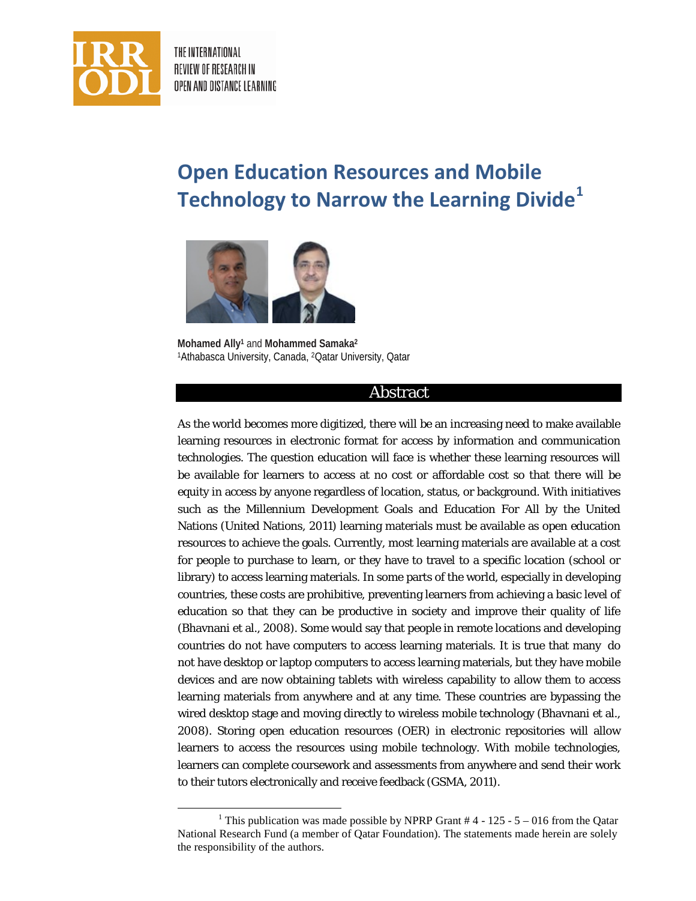# Open Education Resources and Mobile Technology to Narrow the Learning Divide[1]

**Mohamed Ally**[1] and **Mohammed Samaka**[2]
[1]Athabasca University, Canada, [2]Qatar University, Qatar

## Abstract

As the world becomes more digitized, there will be an increasing need to make available learning resources in electronic format for access by information and communication technologies. The question education will face is whether these learning resources will be available for learners to access at no cost or affordable cost so that there will be equity in access by anyone regardless of location, status, or background. With initiatives such as the Millennium Development Goals and Education For All by the United Nations (United Nations, 2011) learning materials must be available as open education resources to achieve the goals. Currently, most learning materials are available at a cost for people to purchase to learn, or they have to travel to a specific location (school or library) to access learning materials. In some parts of the world, especially in developing countries, these costs are prohibitive, preventing learners from achieving a basic level of education so that they can be productive in society and improve their quality of life (Bhavnani et al., 2008). Some would say that people in remote locations and developing countries do not have computers to access learning materials. It is true that many do not have desktop or laptop computers to access learning materials, but they have mobile devices and are now obtaining tablets with wireless capability to allow them to access learning materials from anywhere and at any time. These countries are bypassing the wired desktop stage and moving directly to wireless mobile technology (Bhavnani et al., 2008). Storing open education resources (OER) in electronic repositories will allow learners to access the resources using mobile technology. With mobile technologies, learners can complete coursework and assessments from anywhere and send their work to their tutors electronically and receive feedback (GSMA, 2011).

---

[1] This publication was made possible by NPRP Grant # 4 - 125 - 5 – 016 from the Qatar National Research Fund (a member of Qatar Foundation). The statements made herein are solely the responsibility of the authors.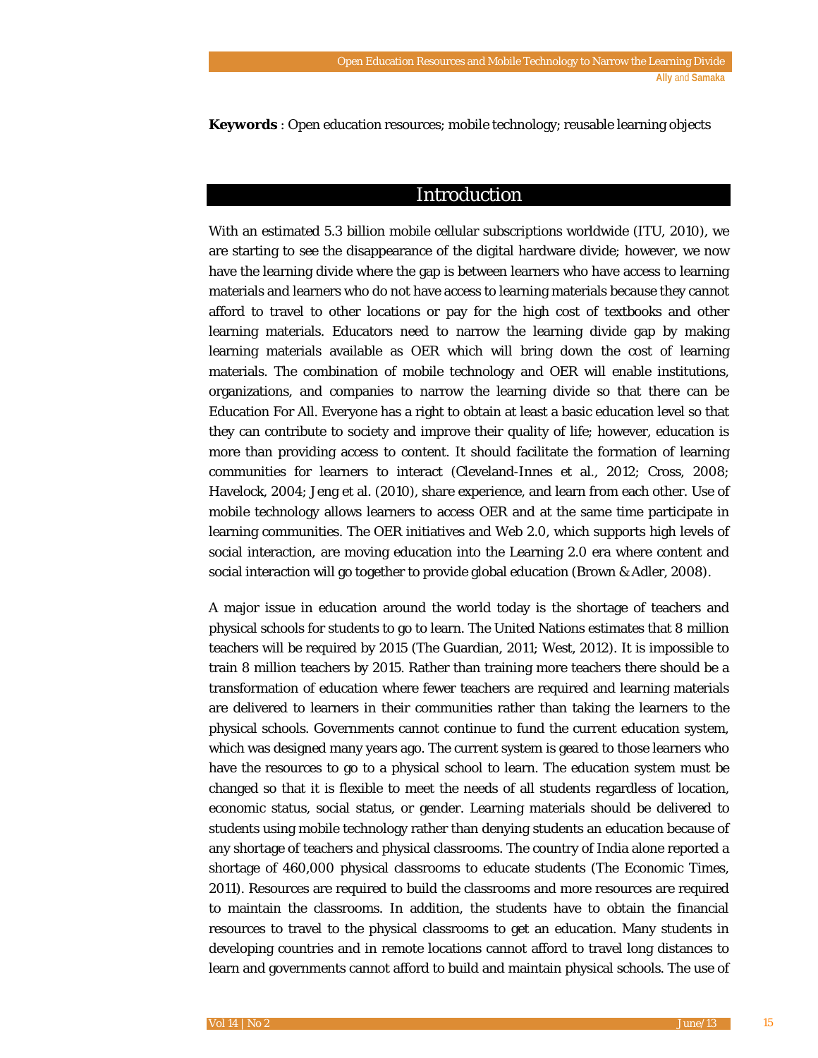**Keywords** : Open education resources; mobile technology; reusable learning objects

## Introduction

With an estimated 5.3 billion mobile cellular subscriptions worldwide (ITU, 2010), we are starting to see the disappearance of the digital hardware divide; however, we now have the learning divide where the gap is between learners who have access to learning materials and learners who do not have access to learning materials because they cannot afford to travel to other locations or pay for the high cost of textbooks and other learning materials. Educators need to narrow the learning divide gap by making learning materials available as OER which will bring down the cost of learning materials. The combination of mobile technology and OER will enable institutions, organizations, and companies to narrow the learning divide so that there can be Education For All. Everyone has a right to obtain at least a basic education level so that they can contribute to society and improve their quality of life; however, education is more than providing access to content. It should facilitate the formation of learning communities for learners to interact (Cleveland-Innes et al., 2012; Cross, 2008; Havelock, 2004; Jeng et al. (2010), share experience, and learn from each other. Use of mobile technology allows learners to access OER and at the same time participate in learning communities. The OER initiatives and Web 2.0, which supports high levels of social interaction, are moving education into the Learning 2.0 era where content and social interaction will go together to provide global education (Brown & Adler, 2008).

A major issue in education around the world today is the shortage of teachers and physical schools for students to go to learn. The United Nations estimates that 8 million teachers will be required by 2015 (The Guardian, 2011; West, 2012). It is impossible to train 8 million teachers by 2015. Rather than training more teachers there should be a transformation of education where fewer teachers are required and learning materials are delivered to learners in their communities rather than taking the learners to the physical schools. Governments cannot continue to fund the current education system, which was designed many years ago. The current system is geared to those learners who have the resources to go to a physical school to learn. The education system must be changed so that it is flexible to meet the needs of all students regardless of location, economic status, social status, or gender. Learning materials should be delivered to students using mobile technology rather than denying students an education because of any shortage of teachers and physical classrooms. The country of India alone reported a shortage of 460,000 physical classrooms to educate students (The Economic Times, 2011). Resources are required to build the classrooms and more resources are required to maintain the classrooms. In addition, the students have to obtain the financial resources to travel to the physical classrooms to get an education. Many students in developing countries and in remote locations cannot afford to travel long distances to learn and governments cannot afford to build and maintain physical schools. The use of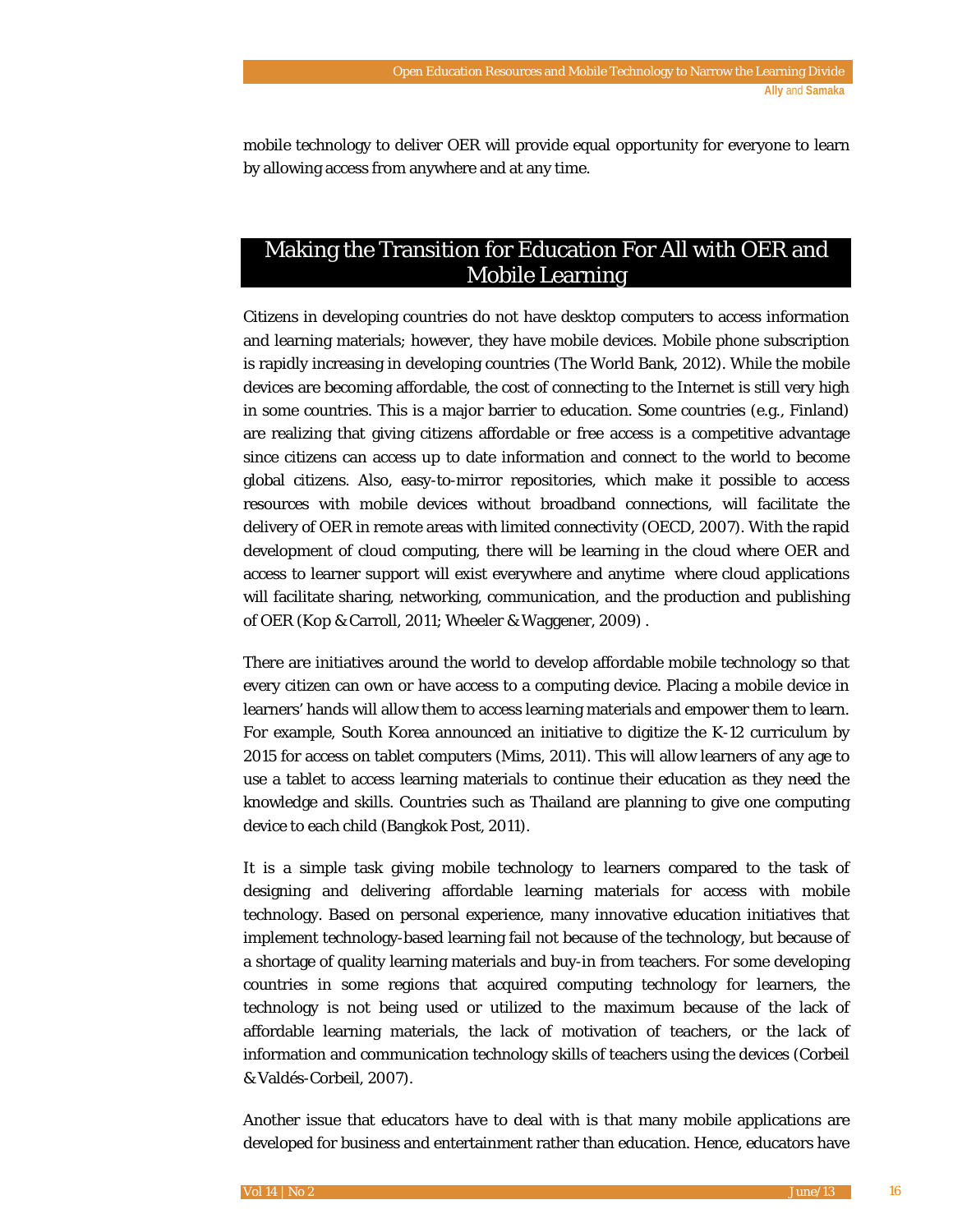mobile technology to deliver OER will provide equal opportunity for everyone to learn by allowing access from anywhere and at any time.

## Making the Transition for Education For All with OER and Mobile Learning

Citizens in developing countries do not have desktop computers to access information and learning materials; however, they have mobile devices. Mobile phone subscription is rapidly increasing in developing countries (The World Bank, 2012). While the mobile devices are becoming affordable, the cost of connecting to the Internet is still very high in some countries. This is a major barrier to education. Some countries (e.g., Finland) are realizing that giving citizens affordable or free access is a competitive advantage since citizens can access up to date information and connect to the world to become global citizens. Also, easy-to-mirror repositories, which make it possible to access resources with mobile devices without broadband connections, will facilitate the delivery of OER in remote areas with limited connectivity (OECD, 2007). With the rapid development of cloud computing, there will be learning in the cloud where OER and access to learner support will exist everywhere and anytime where cloud applications will facilitate sharing, networking, communication, and the production and publishing of OER (Kop & Carroll, 2011; Wheeler & Waggener, 2009) .

There are initiatives around the world to develop affordable mobile technology so that every citizen can own or have access to a computing device. Placing a mobile device in learners' hands will allow them to access learning materials and empower them to learn. For example, South Korea announced an initiative to digitize the K-12 curriculum by 2015 for access on tablet computers (Mims, 2011). This will allow learners of any age to use a tablet to access learning materials to continue their education as they need the knowledge and skills. Countries such as Thailand are planning to give one computing device to each child (Bangkok Post, 2011).

It is a simple task giving mobile technology to learners compared to the task of designing and delivering affordable learning materials for access with mobile technology. Based on personal experience, many innovative education initiatives that implement technology-based learning fail not because of the technology, but because of a shortage of quality learning materials and buy-in from teachers. For some developing countries in some regions that acquired computing technology for learners, the technology is not being used or utilized to the maximum because of the lack of affordable learning materials, the lack of motivation of teachers, or the lack of information and communication technology skills of teachers using the devices (Corbeil & Valdés-Corbeil, 2007).

Another issue that educators have to deal with is that many mobile applications are developed for business and entertainment rather than education. Hence, educators have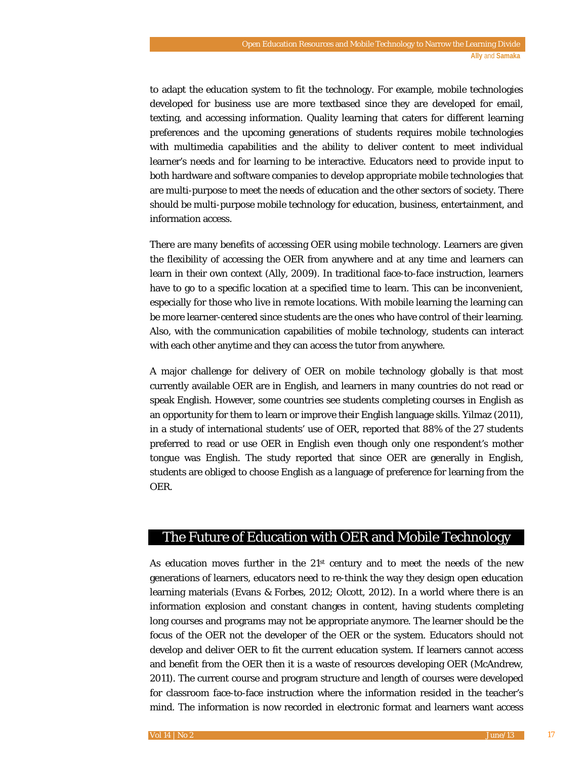to adapt the education system to fit the technology. For example, mobile technologies developed for business use are more textbased since they are developed for email, texting, and accessing information. Quality learning that caters for different learning preferences and the upcoming generations of students requires mobile technologies with multimedia capabilities and the ability to deliver content to meet individual learner's needs and for learning to be interactive. Educators need to provide input to both hardware and software companies to develop appropriate mobile technologies that are multi-purpose to meet the needs of education and the other sectors of society. There should be multi-purpose mobile technology for education, business, entertainment, and information access.

There are many benefits of accessing OER using mobile technology. Learners are given the flexibility of accessing the OER from anywhere and at any time and learners can learn in their own context (Ally, 2009). In traditional face-to-face instruction, learners have to go to a specific location at a specified time to learn. This can be inconvenient, especially for those who live in remote locations. With mobile learning the learning can be more learner-centered since students are the ones who have control of their learning. Also, with the communication capabilities of mobile technology, students can interact with each other anytime and they can access the tutor from anywhere.

A major challenge for delivery of OER on mobile technology globally is that most currently available OER are in English, and learners in many countries do not read or speak English. However, some countries see students completing courses in English as an opportunity for them to learn or improve their English language skills. Yilmaz (2011), in a study of international students' use of OER, reported that 88% of the 27 students preferred to read or use OER in English even though only one respondent's mother tongue was English. The study reported that since OER are generally in English, students are obliged to choose English as a language of preference for learning from the OER.

## The Future of Education with OER and Mobile Technology

As education moves further in the 21st century and to meet the needs of the new generations of learners, educators need to re-think the way they design open education learning materials (Evans & Forbes, 2012; Olcott, 2012). In a world where there is an information explosion and constant changes in content, having students completing long courses and programs may not be appropriate anymore. The learner should be the focus of the OER not the developer of the OER or the system. Educators should not develop and deliver OER to fit the current education system. If learners cannot access and benefit from the OER then it is a waste of resources developing OER (McAndrew, 2011). The current course and program structure and length of courses were developed for classroom face-to-face instruction where the information resided in the teacher's mind. The information is now recorded in electronic format and learners want access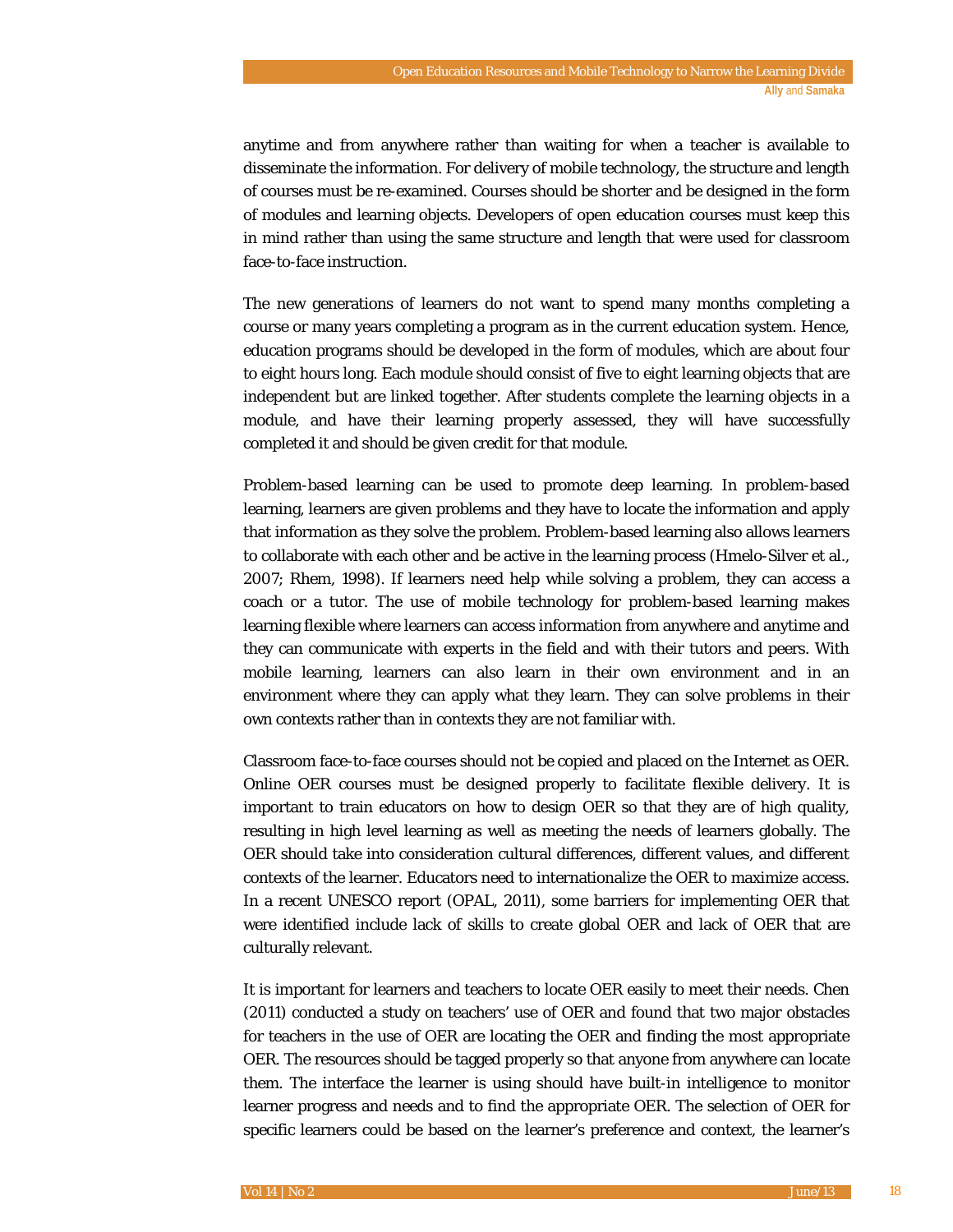anytime and from anywhere rather than waiting for when a teacher is available to disseminate the information. For delivery of mobile technology, the structure and length of courses must be re-examined. Courses should be shorter and be designed in the form of modules and learning objects. Developers of open education courses must keep this in mind rather than using the same structure and length that were used for classroom face-to-face instruction.

The new generations of learners do not want to spend many months completing a course or many years completing a program as in the current education system. Hence, education programs should be developed in the form of modules, which are about four to eight hours long. Each module should consist of five to eight learning objects that are independent but are linked together. After students complete the learning objects in a module, and have their learning properly assessed, they will have successfully completed it and should be given credit for that module.

Problem-based learning can be used to promote deep learning. In problem-based learning, learners are given problems and they have to locate the information and apply that information as they solve the problem. Problem-based learning also allows learners to collaborate with each other and be active in the learning process (Hmelo-Silver et al., 2007; Rhem, 1998). If learners need help while solving a problem, they can access a coach or a tutor. The use of mobile technology for problem-based learning makes learning flexible where learners can access information from anywhere and anytime and they can communicate with experts in the field and with their tutors and peers. With mobile learning, learners can also learn in their own environment and in an environment where they can apply what they learn. They can solve problems in their own contexts rather than in contexts they are not familiar with.

Classroom face-to-face courses should not be copied and placed on the Internet as OER. Online OER courses must be designed properly to facilitate flexible delivery. It is important to train educators on how to design OER so that they are of high quality, resulting in high level learning as well as meeting the needs of learners globally. The OER should take into consideration cultural differences, different values, and different contexts of the learner. Educators need to internationalize the OER to maximize access. In a recent UNESCO report (OPAL, 2011), some barriers for implementing OER that were identified include lack of skills to create global OER and lack of OER that are culturally relevant.

It is important for learners and teachers to locate OER easily to meet their needs. Chen (2011) conducted a study on teachers' use of OER and found that two major obstacles for teachers in the use of OER are locating the OER and finding the most appropriate OER. The resources should be tagged properly so that anyone from anywhere can locate them. The interface the learner is using should have built-in intelligence to monitor learner progress and needs and to find the appropriate OER. The selection of OER for specific learners could be based on the learner's preference and context, the learner's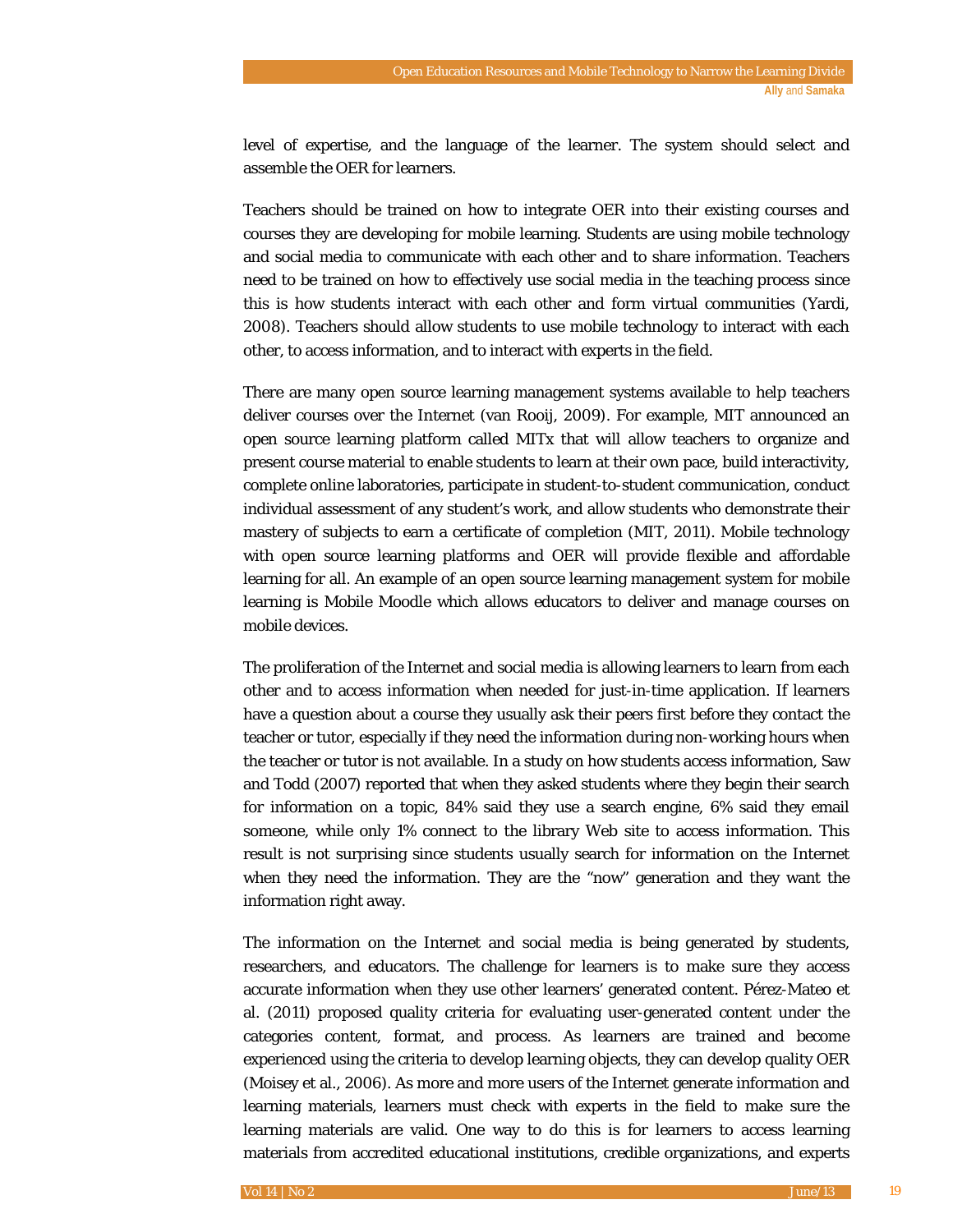level of expertise, and the language of the learner. The system should select and assemble the OER for learners.

Teachers should be trained on how to integrate OER into their existing courses and courses they are developing for mobile learning. Students are using mobile technology and social media to communicate with each other and to share information. Teachers need to be trained on how to effectively use social media in the teaching process since this is how students interact with each other and form virtual communities (Yardi, 2008). Teachers should allow students to use mobile technology to interact with each other, to access information, and to interact with experts in the field.

There are many open source learning management systems available to help teachers deliver courses over the Internet (van Rooij, 2009). For example, MIT announced an open source learning platform called MITx that will allow teachers to organize and present course material to enable students to learn at their own pace, build interactivity, complete online laboratories, participate in student-to-student communication, conduct individual assessment of any student's work, and allow students who demonstrate their mastery of subjects to earn a certificate of completion (MIT, 2011). Mobile technology with open source learning platforms and OER will provide flexible and affordable learning for all. An example of an open source learning management system for mobile learning is Mobile Moodle which allows educators to deliver and manage courses on mobile devices.

The proliferation of the Internet and social media is allowing learners to learn from each other and to access information when needed for just-in-time application. If learners have a question about a course they usually ask their peers first before they contact the teacher or tutor, especially if they need the information during non-working hours when the teacher or tutor is not available. In a study on how students access information, Saw and Todd (2007) reported that when they asked students where they begin their search for information on a topic, 84% said they use a search engine, 6% said they email someone, while only 1% connect to the library Web site to access information. This result is not surprising since students usually search for information on the Internet when they need the information. They are the "now" generation and they want the information right away.

The information on the Internet and social media is being generated by students, researchers, and educators. The challenge for learners is to make sure they access accurate information when they use other learners' generated content. Pérez-Mateo et al. (2011) proposed quality criteria for evaluating user-generated content under the categories content, format, and process. As learners are trained and become experienced using the criteria to develop learning objects, they can develop quality OER (Moisey et al., 2006). As more and more users of the Internet generate information and learning materials, learners must check with experts in the field to make sure the learning materials are valid. One way to do this is for learners to access learning materials from accredited educational institutions, credible organizations, and experts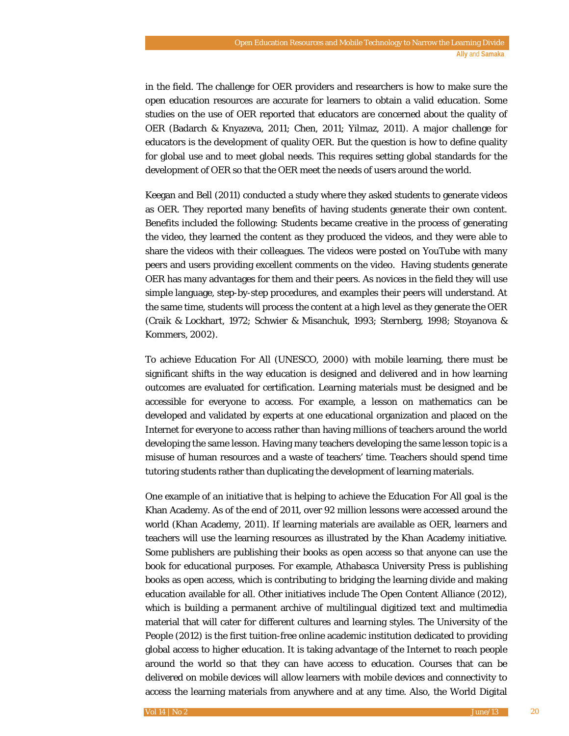in the field. The challenge for OER providers and researchers is how to make sure the open education resources are accurate for learners to obtain a valid education. Some studies on the use of OER reported that educators are concerned about the quality of OER (Badarch & Knyazeva, 2011; Chen, 2011; Yilmaz, 2011). A major challenge for educators is the development of quality OER. But the question is how to define quality for global use and to meet global needs. This requires setting global standards for the development of OER so that the OER meet the needs of users around the world.

Keegan and Bell (2011) conducted a study where they asked students to generate videos as OER. They reported many benefits of having students generate their own content. Benefits included the following: Students became creative in the process of generating the video, they learned the content as they produced the videos, and they were able to share the videos with their colleagues. The videos were posted on YouTube with many peers and users providing excellent comments on the video. Having students generate OER has many advantages for them and their peers. As novices in the field they will use simple language, step-by-step procedures, and examples their peers will understand. At the same time, students will process the content at a high level as they generate the OER (Craik & Lockhart, 1972; Schwier & Misanchuk, 1993; Sternberg, 1998; Stoyanova & Kommers, 2002).

To achieve Education For All (UNESCO, 2000) with mobile learning, there must be significant shifts in the way education is designed and delivered and in how learning outcomes are evaluated for certification. Learning materials must be designed and be accessible for everyone to access. For example, a lesson on mathematics can be developed and validated by experts at one educational organization and placed on the Internet for everyone to access rather than having millions of teachers around the world developing the same lesson. Having many teachers developing the same lesson topic is a misuse of human resources and a waste of teachers' time. Teachers should spend time tutoring students rather than duplicating the development of learning materials.

One example of an initiative that is helping to achieve the Education For All goal is the Khan Academy. As of the end of 2011, over 92 million lessons were accessed around the world (Khan Academy, 2011). If learning materials are available as OER, learners and teachers will use the learning resources as illustrated by the Khan Academy initiative. Some publishers are publishing their books as open access so that anyone can use the book for educational purposes. For example, Athabasca University Press is publishing books as open access, which is contributing to bridging the learning divide and making education available for all. Other initiatives include The Open Content Alliance (2012), which is building a permanent archive of multilingual digitized text and multimedia material that will cater for different cultures and learning styles. The University of the People (2012) is the first tuition-free online academic institution dedicated to providing global access to higher education. It is taking advantage of the Internet to reach people around the world so that they can have access to education. Courses that can be delivered on mobile devices will allow learners with mobile devices and connectivity to access the learning materials from anywhere and at any time. Also, the World Digital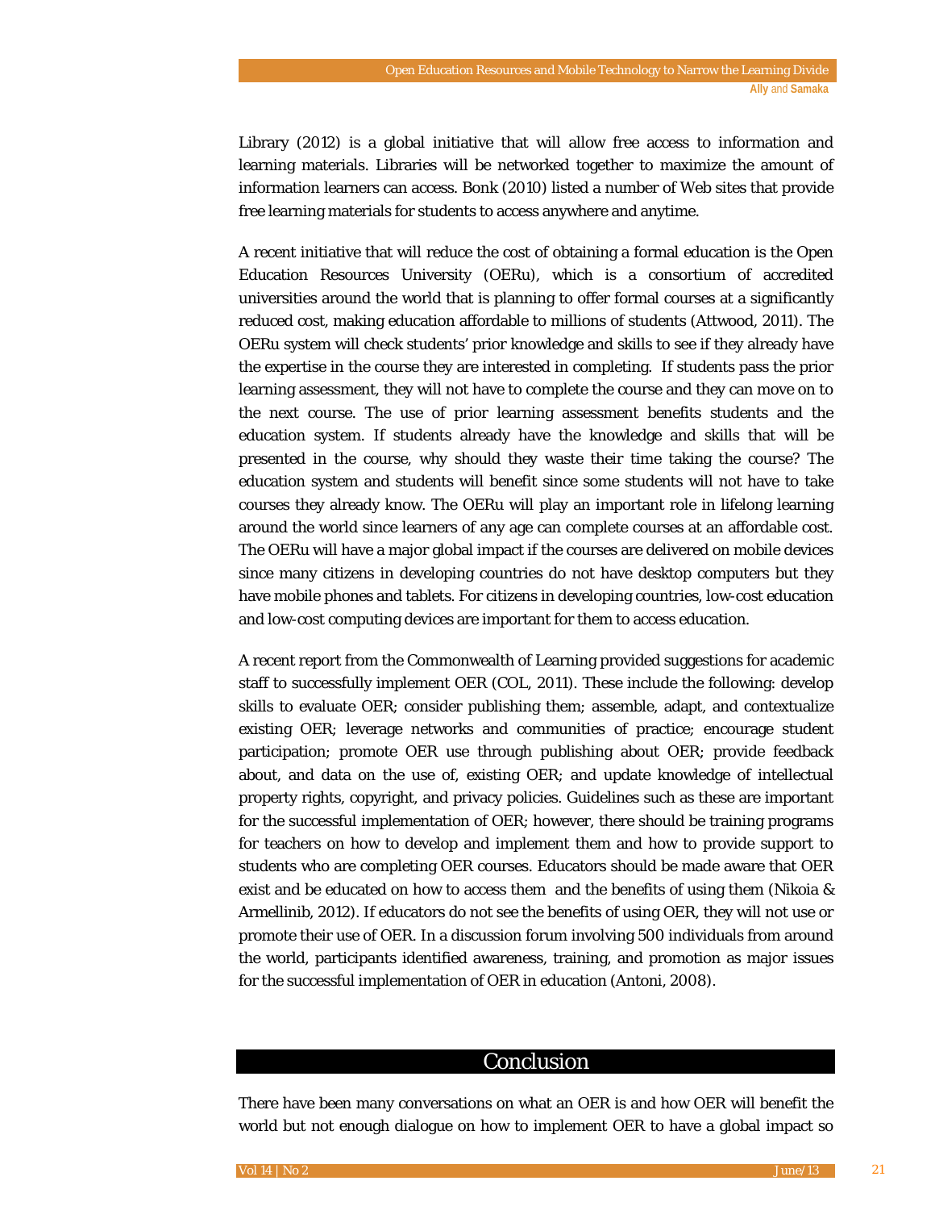Library (2012) is a global initiative that will allow free access to information and learning materials. Libraries will be networked together to maximize the amount of information learners can access. Bonk (2010) listed a number of Web sites that provide free learning materials for students to access anywhere and anytime.

A recent initiative that will reduce the cost of obtaining a formal education is the Open Education Resources University (OERu), which is a consortium of accredited universities around the world that is planning to offer formal courses at a significantly reduced cost, making education affordable to millions of students (Attwood, 2011). The OERu system will check students' prior knowledge and skills to see if they already have the expertise in the course they are interested in completing. If students pass the prior learning assessment, they will not have to complete the course and they can move on to the next course. The use of prior learning assessment benefits students and the education system. If students already have the knowledge and skills that will be presented in the course, why should they waste their time taking the course? The education system and students will benefit since some students will not have to take courses they already know. The OERu will play an important role in lifelong learning around the world since learners of any age can complete courses at an affordable cost. The OERu will have a major global impact if the courses are delivered on mobile devices since many citizens in developing countries do not have desktop computers but they have mobile phones and tablets. For citizens in developing countries, low-cost education and low-cost computing devices are important for them to access education.

A recent report from the Commonwealth of Learning provided suggestions for academic staff to successfully implement OER (COL, 2011). These include the following: develop skills to evaluate OER; consider publishing them; assemble, adapt, and contextualize existing OER; leverage networks and communities of practice; encourage student participation; promote OER use through publishing about OER; provide feedback about, and data on the use of, existing OER; and update knowledge of intellectual property rights, copyright, and privacy policies. Guidelines such as these are important for the successful implementation of OER; however, there should be training programs for teachers on how to develop and implement them and how to provide support to students who are completing OER courses. Educators should be made aware that OER exist and be educated on how to access them and the benefits of using them (Nikoia & Armellinib, 2012). If educators do not see the benefits of using OER, they will not use or promote their use of OER. In a discussion forum involving 500 individuals from around the world, participants identified awareness, training, and promotion as major issues for the successful implementation of OER in education (Antoni, 2008).

## Conclusion

There have been many conversations on what an OER is and how OER will benefit the world but not enough dialogue on how to implement OER to have a global impact so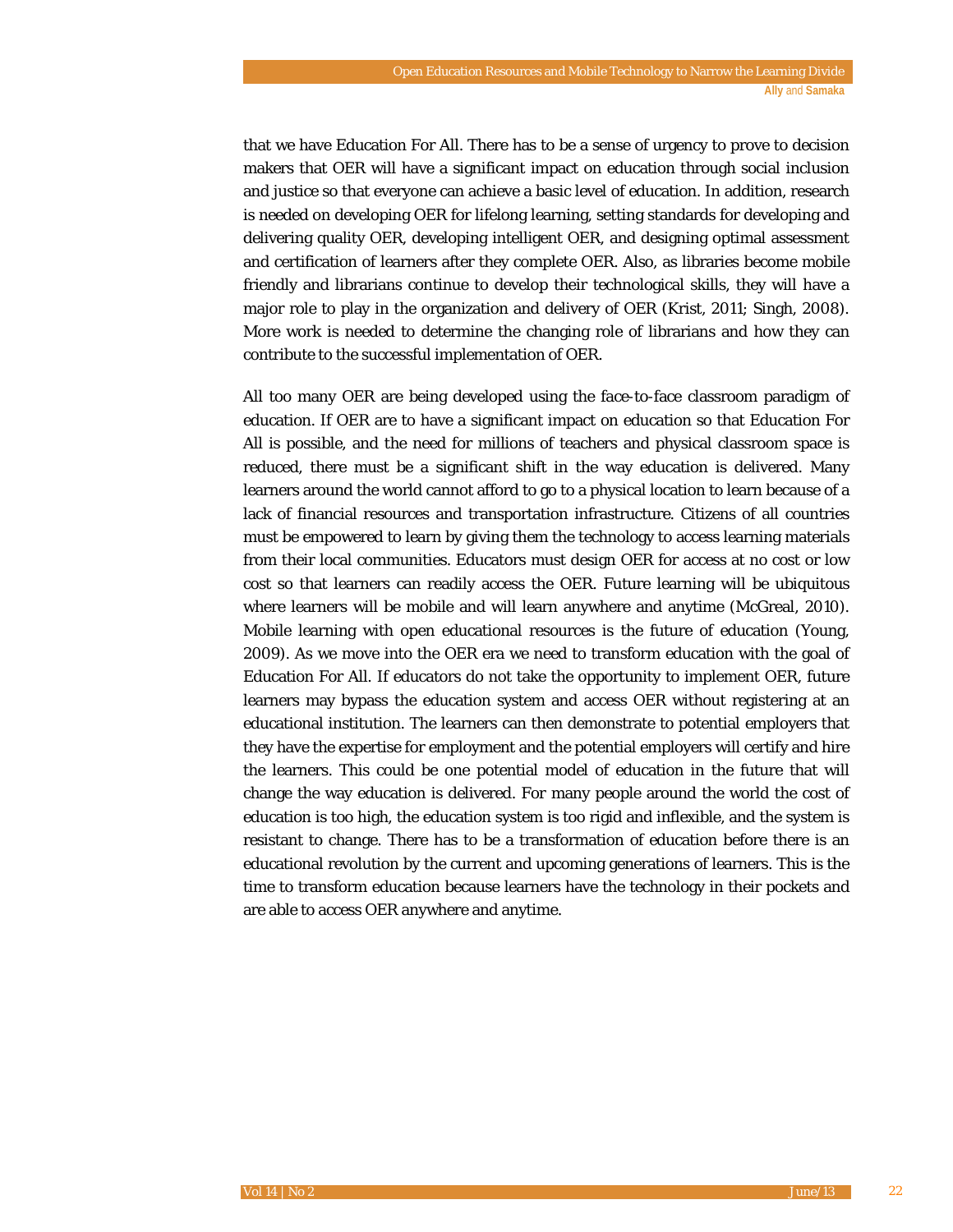that we have Education For All. There has to be a sense of urgency to prove to decision makers that OER will have a significant impact on education through social inclusion and justice so that everyone can achieve a basic level of education. In addition, research is needed on developing OER for lifelong learning, setting standards for developing and delivering quality OER, developing intelligent OER, and designing optimal assessment and certification of learners after they complete OER. Also, as libraries become mobile friendly and librarians continue to develop their technological skills, they will have a major role to play in the organization and delivery of OER (Krist, 2011; Singh, 2008). More work is needed to determine the changing role of librarians and how they can contribute to the successful implementation of OER.

All too many OER are being developed using the face-to-face classroom paradigm of education. If OER are to have a significant impact on education so that Education For All is possible, and the need for millions of teachers and physical classroom space is reduced, there must be a significant shift in the way education is delivered. Many learners around the world cannot afford to go to a physical location to learn because of a lack of financial resources and transportation infrastructure. Citizens of all countries must be empowered to learn by giving them the technology to access learning materials from their local communities. Educators must design OER for access at no cost or low cost so that learners can readily access the OER. Future learning will be ubiquitous where learners will be mobile and will learn anywhere and anytime (McGreal, 2010). Mobile learning with open educational resources is the future of education (Young, 2009). As we move into the OER era we need to transform education with the goal of Education For All. If educators do not take the opportunity to implement OER, future learners may bypass the education system and access OER without registering at an educational institution. The learners can then demonstrate to potential employers that they have the expertise for employment and the potential employers will certify and hire the learners. This could be one potential model of education in the future that will change the way education is delivered. For many people around the world the cost of education is too high, the education system is too rigid and inflexible, and the system is resistant to change. There has to be a transformation of education before there is an educational revolution by the current and upcoming generations of learners. This is the time to transform education because learners have the technology in their pockets and are able to access OER anywhere and anytime.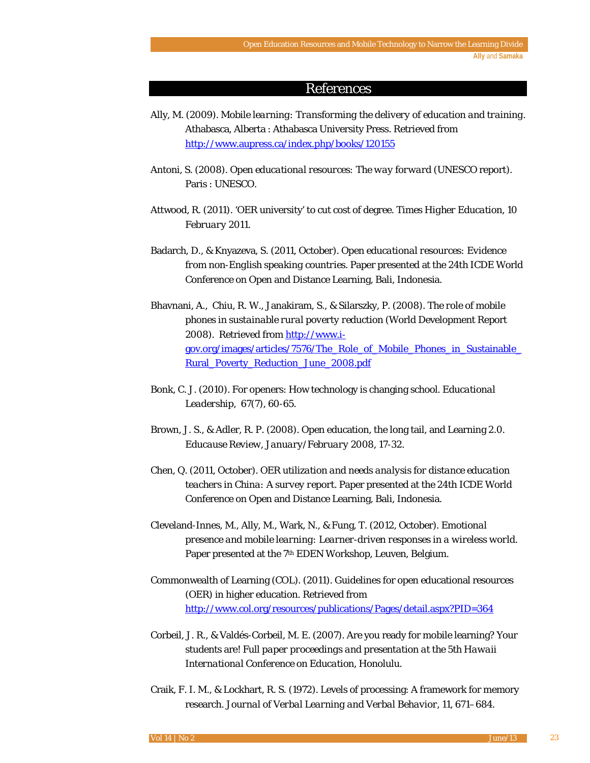# References

Ally, M. (2009). *Mobile learning: Transforming the delivery of education and training.* Athabasca, Alberta : Athabasca University Press. Retrieved from http://www.aupress.ca/index.php/books/120155

Antoni, S. (2008). *Open educational resources: The way forward* (UNESCO report). Paris : UNESCO.

Attwood, R. (2011). 'OER university' to cut cost of degree. *Times Higher Education*, 10 *February 2011.*

Badarch, D., & Knyazeva, S. (2011, October). *Open educational resources: Evidence from non-English speaking countries.* Paper presented at the 24th ICDE World Conference on Open and Distance Learning, Bali, Indonesia.

Bhavnani, A., Chiu, R. W., Janakiram, S., & Silarszky, P. (2008). *The role of mobile phones in sustainable rural poverty reduction* (World Development Report 2008). Retrieved from http://www.i-gov.org/images/articles/7576/The_Role_of_Mobile_Phones_in_Sustainable_Rural_Poverty_Reduction_June_2008.pdf

Bonk, C. J. (2010). For openers: How technology is changing school. *Educational Leadership, 67*(7), 60-65.

Brown, J. S., & Adler, R. P. (2008). Open education, the long tail, and Learning 2.0. *Educause Review, January/February 2008*, 17-32.

Chen, Q. (2011, October). *OER utilization and needs analysis for distance education teachers in China: A survey report.* Paper presented at the 24th ICDE World Conference on Open and Distance Learning, Bali, Indonesia.

Cleveland-Innes, M., Ally, M., Wark, N., & Fung, T. (2012, October). *Emotional presence and mobile learning: Learner-driven responses in a wireless world.* Paper presented at the 7th EDEN Workshop, Leuven, Belgium.

Commonwealth of Learning (COL). (2011). Guidelines for open educational resources (OER) in higher education. Retrieved from http://www.col.org/resources/publications/Pages/detail.aspx?PID=364

Corbeil, J. R., & Valdés-Corbeil, M. E. (2007). Are you ready for mobile learning? Your students are! *Full paper proceedings and presentation at the 5th Hawaii International Conference on Education*, Honolulu.

Craik, F. I. M., & Lockhart, R. S. (1972). Levels of processing: A framework for memory research. *Journal of Verbal Learning and Verbal Behavior*, 11, 671–684.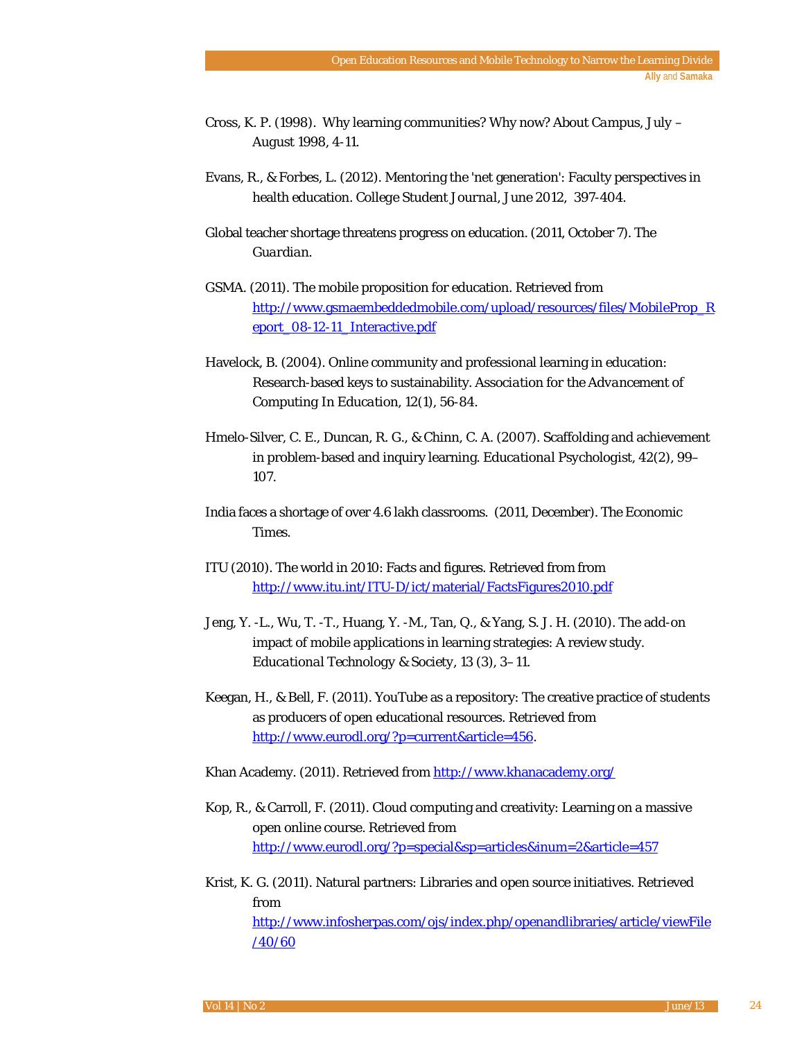Cross, K. P. (1998). Why learning communities? Why now? *About Campus*, July – August 1998, 4-11.

Evans, R., & Forbes, L. (2012). Mentoring the 'net generation': Faculty perspectives in health education. *College Student Journal*, June 2012, 397-404.

Global teacher shortage threatens progress on education. (2011, October 7). *The Guardian*.

GSMA. (2011). The mobile proposition for education. Retrieved from http://www.gsmaembeddedmobile.com/upload/resources/files/MobileProp_Report_08-12-11_Interactive.pdf

Havelock, B. (2004). Online community and professional learning in education: Research-based keys to sustainability. *Association for the Advancement of Computing In Education, 12*(1), 56-84.

Hmelo-Silver, C. E., Duncan, R. G., & Chinn, C. A. (2007). Scaffolding and achievement in problem-based and inquiry learning. *Educational Psychologist, 42*(2), 99–107.

India faces a shortage of over 4.6 lakh classrooms. (2011, December). *The Economic Times*.

ITU (2010). The world in 2010: Facts and figures. Retrieved from from http://www.itu.int/ITU-D/ict/material/FactsFigures2010.pdf

Jeng, Y. -L., Wu, T. -T., Huang, Y. -M., Tan, Q., & Yang, S. J. H. (2010). The add-on impact of mobile applications in learning strategies: A review study. *Educational Technology & Society, 13* (3), 3–11.

Keegan, H., & Bell, F. (2011). YouTube as a repository: The creative practice of students as producers of open educational resources. Retrieved from http://www.eurodl.org/?p=current&article=456.

Khan Academy. (2011). Retrieved from http://www.khanacademy.org/

Kop, R., & Carroll, F. (2011). Cloud computing and creativity: Learning on a massive open online course. Retrieved from http://www.eurodl.org/?p=special&sp=articles&inum=2&article=457

Krist, K. G. (2011). Natural partners: Libraries and open source initiatives. Retrieved from http://www.infosherpas.com/ojs/index.php/openandlibraries/article/viewFile/40/60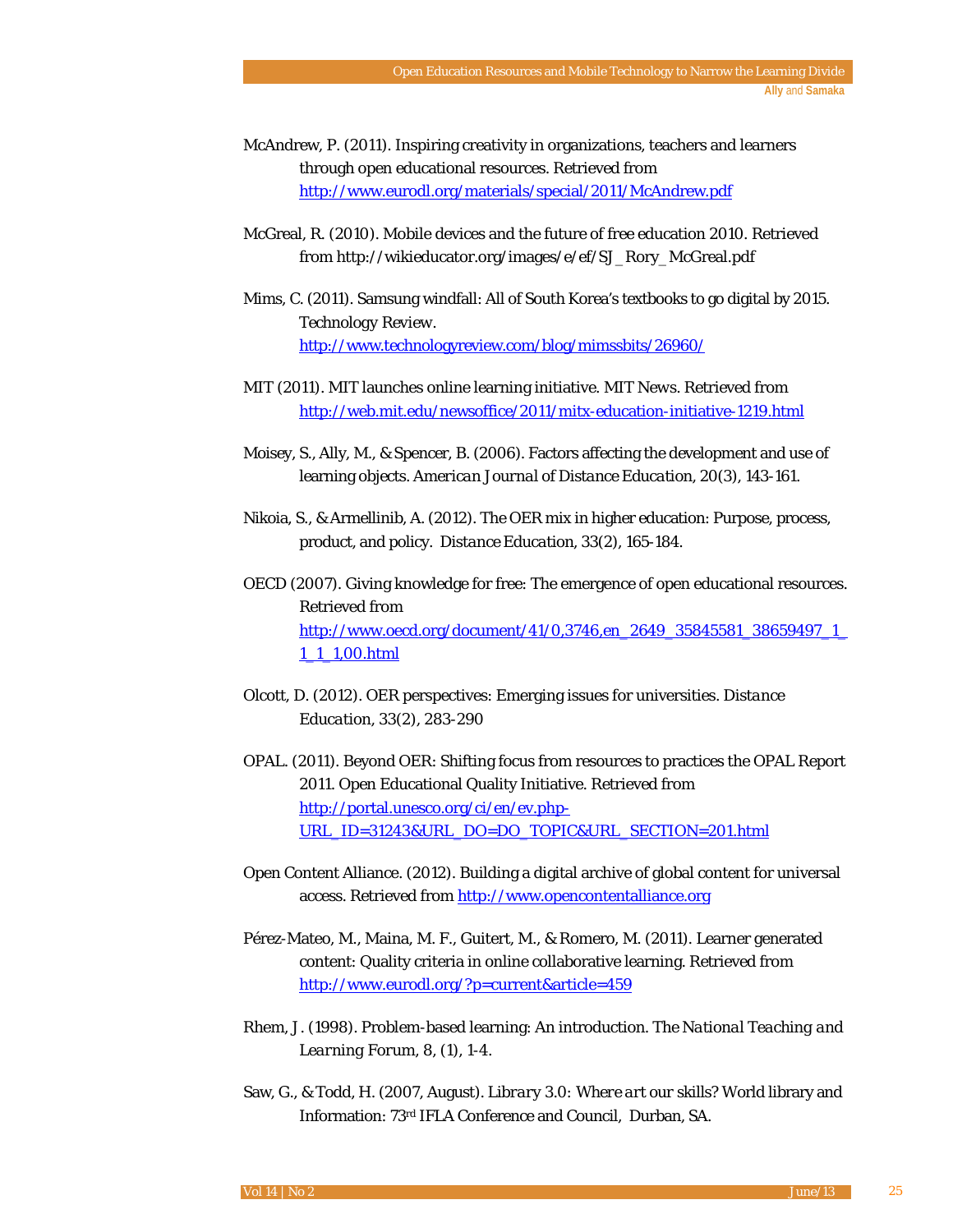McAndrew, P. (2011). Inspiring creativity in organizations, teachers and learners through open educational resources. Retrieved from http://www.eurodl.org/materials/special/2011/McAndrew.pdf

McGreal, R. (2010). Mobile devices and the future of free education 2010. Retrieved from http://wikieducator.org/images/e/ef/SJ_Rory_McGreal.pdf

Mims, C. (2011). Samsung windfall: All of South Korea's textbooks to go digital by 2015. Technology Review. http://www.technologyreview.com/blog/mimssbits/26960/

MIT (2011). MIT launches online learning initiative. MIT News. Retrieved from http://web.mit.edu/newsoffice/2011/mitx-education-initiative-1219.html

Moisey, S., Ally, M., & Spencer, B. (2006). Factors affecting the development and use of learning objects. *American Journal of Distance Education*, 20(3), 143-161.

Nikoia, S., & Armellinib, A. (2012). The OER mix in higher education: Purpose, process, product, and policy. *Distance Education*, 33(2), 165-184.

OECD (2007). Giving knowledge for free: The emergence of open educational resources. Retrieved from http://www.oecd.org/document/41/0,3746,en_2649_35845581_38659497_1_1_1_1,00.html

Olcott, D. (2012). OER perspectives: Emerging issues for universities. *Distance Education*, 33(2), 283-290

OPAL. (2011). Beyond OER: Shifting focus from resources to practices the OPAL Report 2011. Open Educational Quality Initiative. Retrieved from http://portal.unesco.org/ci/en/ev.php-URL_ID=31243&URL_DO=DO_TOPIC&URL_SECTION=201.html

Open Content Alliance. (2012). Building a digital archive of global content for universal access. Retrieved from http://www.opencontentalliance.org

Pérez-Mateo, M., Maina, M. F., Guitert, M., & Romero, M. (2011). Learner generated content: Quality criteria in online collaborative learning. Retrieved from http://www.eurodl.org/?p=current&article=459

Rhem, J. (1998). Problem-based learning: An introduction. *The National Teaching and Learning Forum*, 8, (1), 1-4.

Saw, G., & Todd, H. (2007, August). *Library 3.0: Where art* our skills? World library and Information: 73rd IFLA Conference and Council, Durban, SA.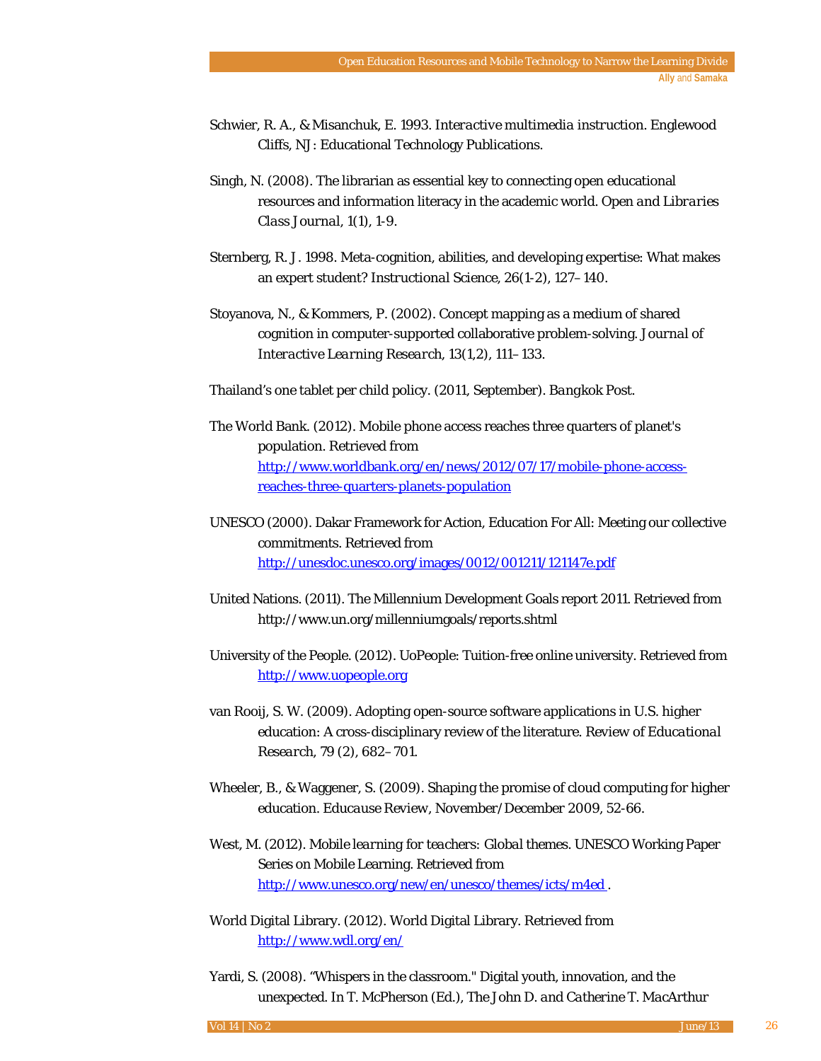Schwier, R. A., & Misanchuk, E. 1993. *Interactive multimedia instruction*. Englewood Cliffs, NJ: Educational Technology Publications.

Singh, N. (2008). The librarian as essential key to connecting open educational resources and information literacy in the academic world. *Open and Libraries Class Journal*, 1(1), 1-9.

Sternberg, R. J. 1998. Meta-cognition, abilities, and developing expertise: What makes an expert student? *Instructional Science*, 26(1-2), 127–140.

Stoyanova, N., & Kommers, P. (2002). Concept mapping as a medium of shared cognition in computer-supported collaborative problem-solving. *Journal of Interactive Learning Research*, 13(1,2), 111–133.

Thailand's one tablet per child policy. (2011, September). *Bangkok Post*.

The World Bank. (2012). Mobile phone access reaches three quarters of planet's population. Retrieved from [http://www.worldbank.org/en/news/2012/07/17/mobile-phone-access-reaches-three-quarters-planets-population](http://www.worldbank.org/en/news/2012/07/17/mobile-phone-access-reaches-three-quarters-planets-population)

UNESCO (2000). Dakar Framework for Action, Education For All: Meeting our collective commitments. Retrieved from [http://unesdoc.unesco.org/images/0012/001211/121147e.pdf](http://unesdoc.unesco.org/images/0012/001211/121147e.pdf)

United Nations. (2011). The Millennium Development Goals report 2011. Retrieved from http://www.un.org/millenniumgoals/reports.shtml

University of the People. (2012). UoPeople: Tuition-free online university. Retrieved from [http://www.uopeople.org](http://www.uopeople.org)

van Rooij, S. W. (2009). Adopting open-source software applications in U.S. higher education: A cross-disciplinary review of the literature. *Review of Educational Research*, 79 (2), 682–701.

Wheeler, B., & Waggener, S. (2009). Shaping the promise of cloud computing for higher education. *Educause Review*, November/December 2009, 52-66.

West, M. (2012). *Mobile learning for teachers: Global themes*. UNESCO Working Paper Series on Mobile Learning. Retrieved from [http://www.unesco.org/new/en/unesco/themes/icts/m4ed](http://www.unesco.org/new/en/unesco/themes/icts/m4ed) .

World Digital Library. (2012). World Digital Library. Retrieved from [http://www.wdl.org/en/](http://www.wdl.org/en/)

Yardi, S. (2008). "Whispers in the classroom." Digital youth, innovation, and the unexpected. In T. McPherson (Ed.), *The John D. and Catherine T. MacArthur*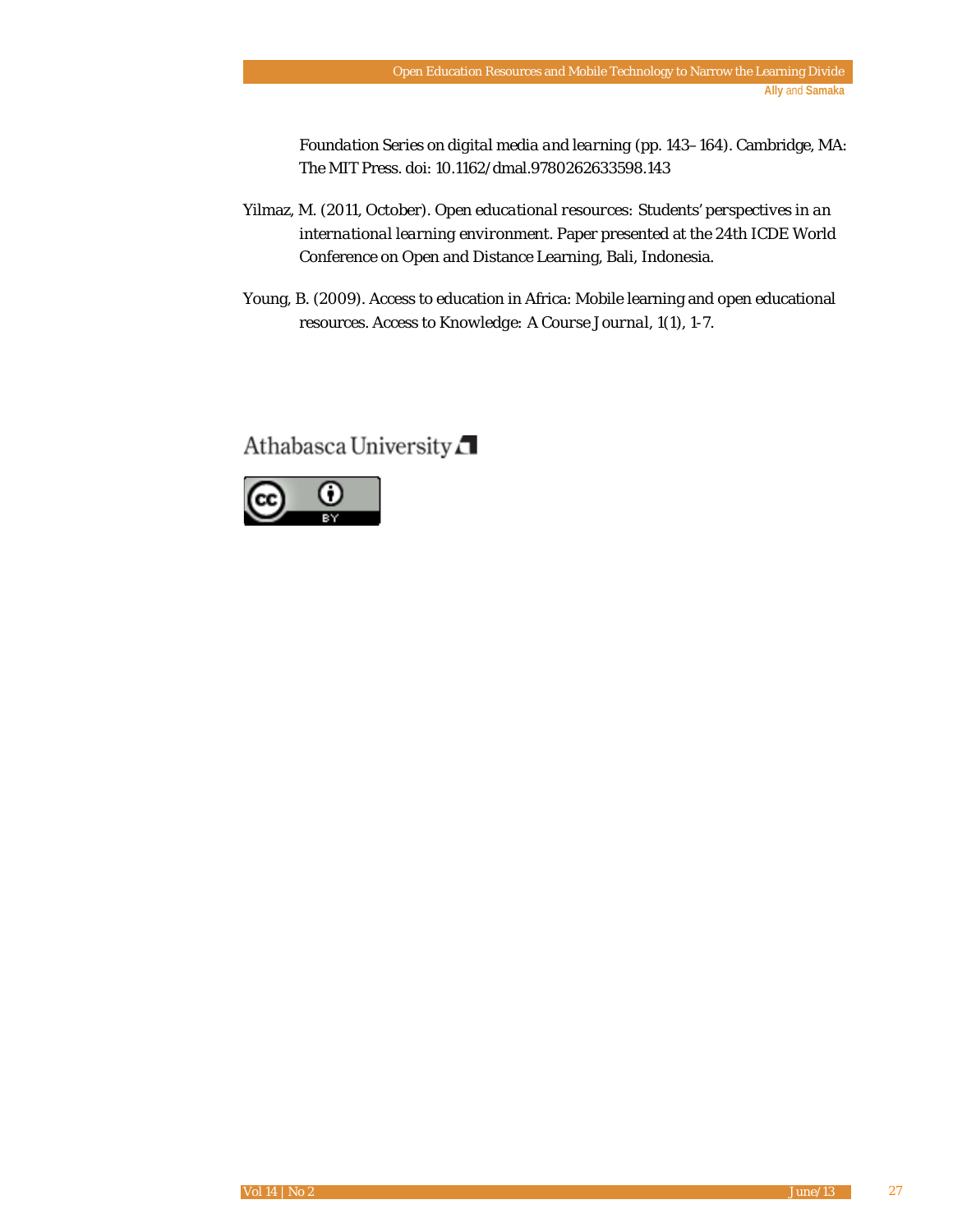*Foundation Series on digital media and learning* (pp. 143–164). Cambridge, MA: The MIT Press. doi: 10.1162/dmal.9780262633598.143

Yilmaz, M. (2011, October). *Open educational resources: Students' perspectives in an international learning environment*. Paper presented at the 24th ICDE World Conference on Open and Distance Learning, Bali, Indonesia.

Young, B. (2009). Access to education in Africa: Mobile learning and open educational resources. *Access to Knowledge: A Course Journal, 1*(1), 1-7.

Athabasca University